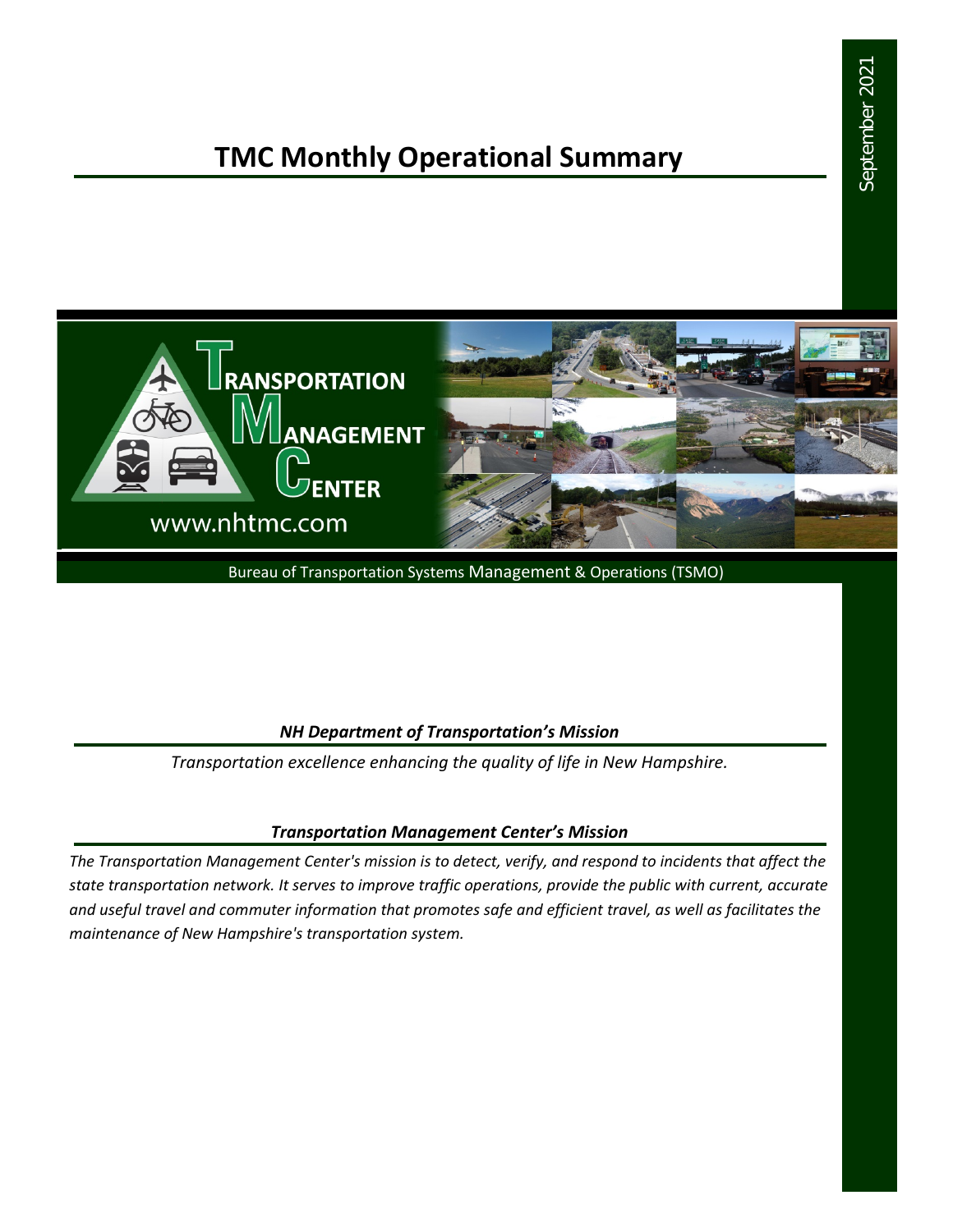# TMC Monthly Operational Summary

September 2021

TRANSPORTATION MANAGEMENT CENTER

www.nhtmc.com

Bureau of Transportation Systems Management & Operations (TSMO)

### *NH Department of Transportation's Mission*

*Transportation excellence enhancing the quality of life in New Hampshire.*

### *Transportation Management Center's Mission*

*The Transportation Management Center's mission is to detect, verify, and respond to incidents that affect the state transportation network. It serves to improve traffic operations, provide the public with current, accurate and useful travel and commuter information that promotes safe and efficient travel, as well as facilitates the maintenance of New Hampshire's transportation system.*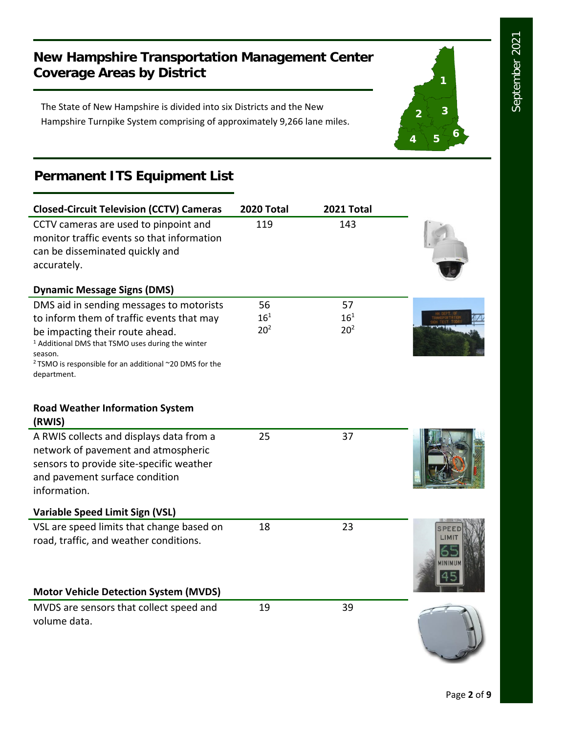## New Hampshire Transportation Management Center Coverage Areas by District

The State of New Hampshire is divided into six Districts and the New Hampshire Turnpike System comprising of approximately 9,266 lane miles.

1
2
3
4
5
6

## Permanent ITS Equipment List

| Closed-Circuit Television (CCTV) Cameras | 2020 Total | 2021 Total |
|---|---|---|
| CCTV cameras are used to pinpoint and monitor traffic events so that information can be disseminated quickly and accurately. | 119 | 143 |
| **Dynamic Message Signs (DMS)** | | |
| DMS aid in sending messages to motorists to inform them of traffic events that may be impacting their route ahead. | 56<br>16[1]<br>20[2] | 57<br>16[1]<br>20[2] |
| **Road Weather Information System (RWIS)** | | |
| A RWIS collects and displays data from a network of pavement and atmospheric sensors to provide site-specific weather and pavement surface condition information. | 25 | 37 |
| **Variable Speed Limit Sign (VSL)** | | |
| VSL are speed limits that change based on road, traffic, and weather conditions. | 18 | 23 |
| **Motor Vehicle Detection System (MVDS)** | | |
| MVDS are sensors that collect speed and volume data. | 19 | 39 |

[1] Additional DMS that TSMO uses during the winter season.

[2] TSMO is responsible for an additional ~20 DMS for the department.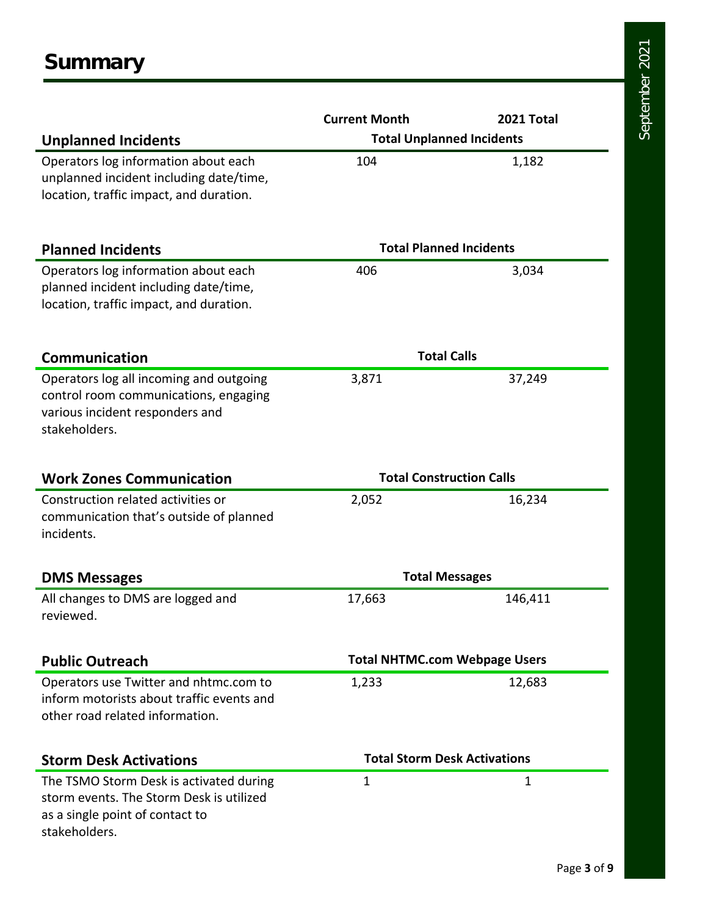# Summary

| | Current Month | 2021 Total |
|---|---|---|
| **Unplanned Incidents** | **Total Unplanned Incidents** | |
| Operators log information about each unplanned incident including date/time, location, traffic impact, and duration. | 104 | 1,182 |
| **Planned Incidents** | **Total Planned Incidents** | |
| Operators log information about each planned incident including date/time, location, traffic impact, and duration. | 406 | 3,034 |
| **Communication** | **Total Calls** | |
| Operators log all incoming and outgoing control room communications, engaging various incident responders and stakeholders. | 3,871 | 37,249 |
| **Work Zones Communication** | **Total Construction Calls** | |
| Construction related activities or communication that's outside of planned incidents. | 2,052 | 16,234 |
| **DMS Messages** | **Total Messages** | |
| All changes to DMS are logged and reviewed. | 17,663 | 146,411 |
| **Public Outreach** | **Total NHTMC.com Webpage Users** | |
| Operators use Twitter and nhtmc.com to inform motorists about traffic events and other road related information. | 1,233 | 12,683 |
| **Storm Desk Activations** | **Total Storm Desk Activations** | |
| The TSMO Storm Desk is activated during storm events. The Storm Desk is utilized as a single point of contact to stakeholders. | 1 | 1 |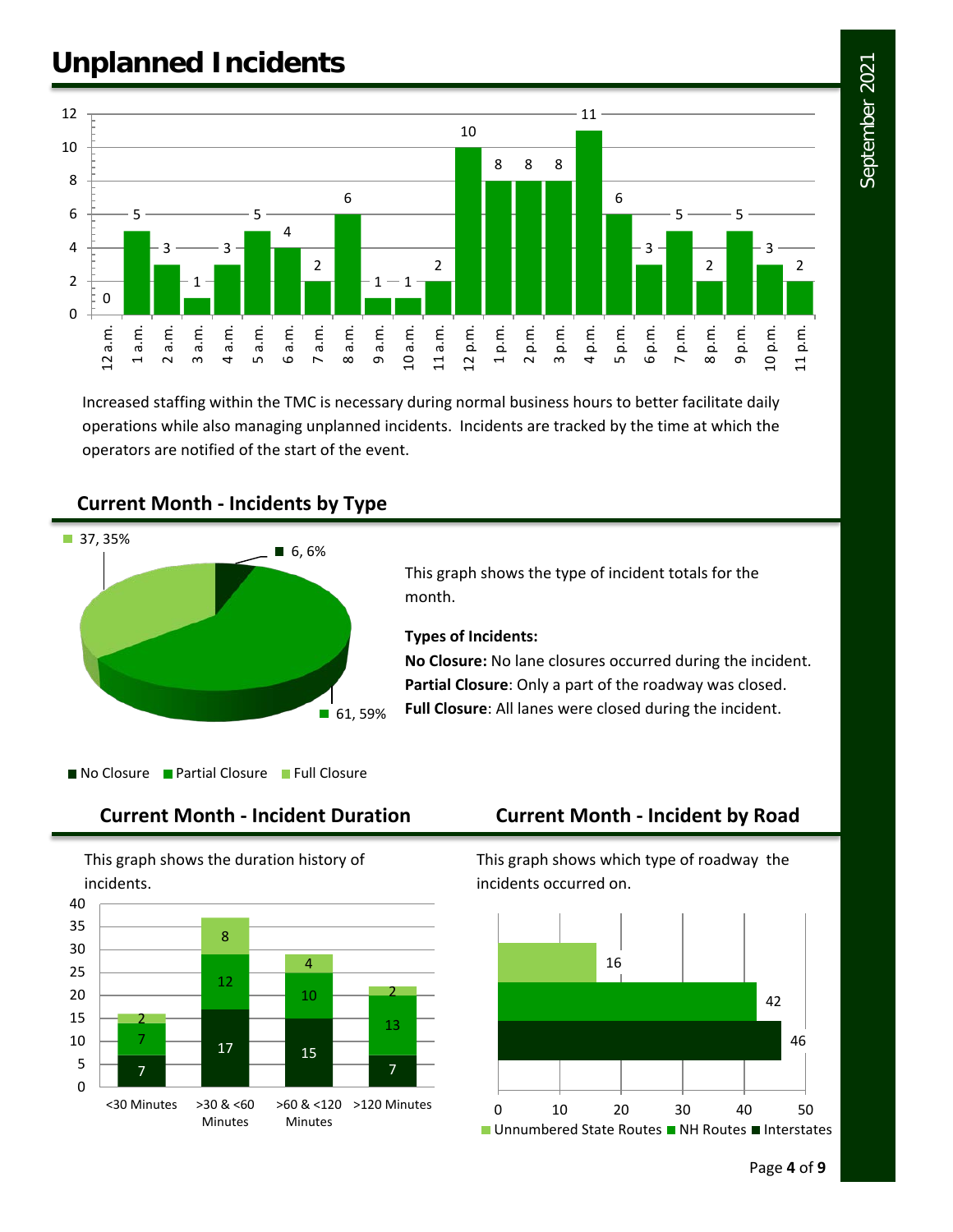# Unplanned Incidents

12
10
8
6
4
2
0

0 5 3 1 3 5 4 2 6 1 1 2 10 8 8 8 11 6 3 5 2 5 3 2

12 a.m. 1 a.m. 2 a.m. 3 a.m. 4 a.m. 5 a.m. 6 a.m. 7 a.m. 8 a.m. 9 a.m. 10 a.m. 11 a.m. 12 p.m. 1 p.m. 2 p.m. 3 p.m. 4 p.m. 5 p.m. 6 p.m. 7 p.m. 8 p.m. 9 p.m. 10 p.m. 11 p.m.

Increased staffing within the TMC is necessary during normal business hours to better facilitate daily operations while also managing unplanned incidents. Incidents are tracked by the time at which the operators are notified of the start of the event.

## Current Month - Incidents by Type

37, 35%
6, 6%
61, 59%

No Closure   Partial Closure   Full Closure

This graph shows the type of incident totals for the month.

**Types of Incidents:**

**No Closure:** No lane closures occurred during the incident.
**Partial Closure**: Only a part of the roadway was closed.
**Full Closure**: All lanes were closed during the incident.

## Current Month - Incident Duration

This graph shows the duration history of incidents.

40
35
30
25
20
15
10
5
0

<30 Minutes: 7, 7, 2
>30 & <60 Minutes: 17, 12, 8
>60 & <120 Minutes: 15, 10, 4
>120 Minutes: 7, 13, 2

## Current Month - Incident by Road

This graph shows which type of roadway the incidents occurred on.

16
42
46

0 10 20 30 40 50

Unnumbered State Routes   NH Routes   Interstates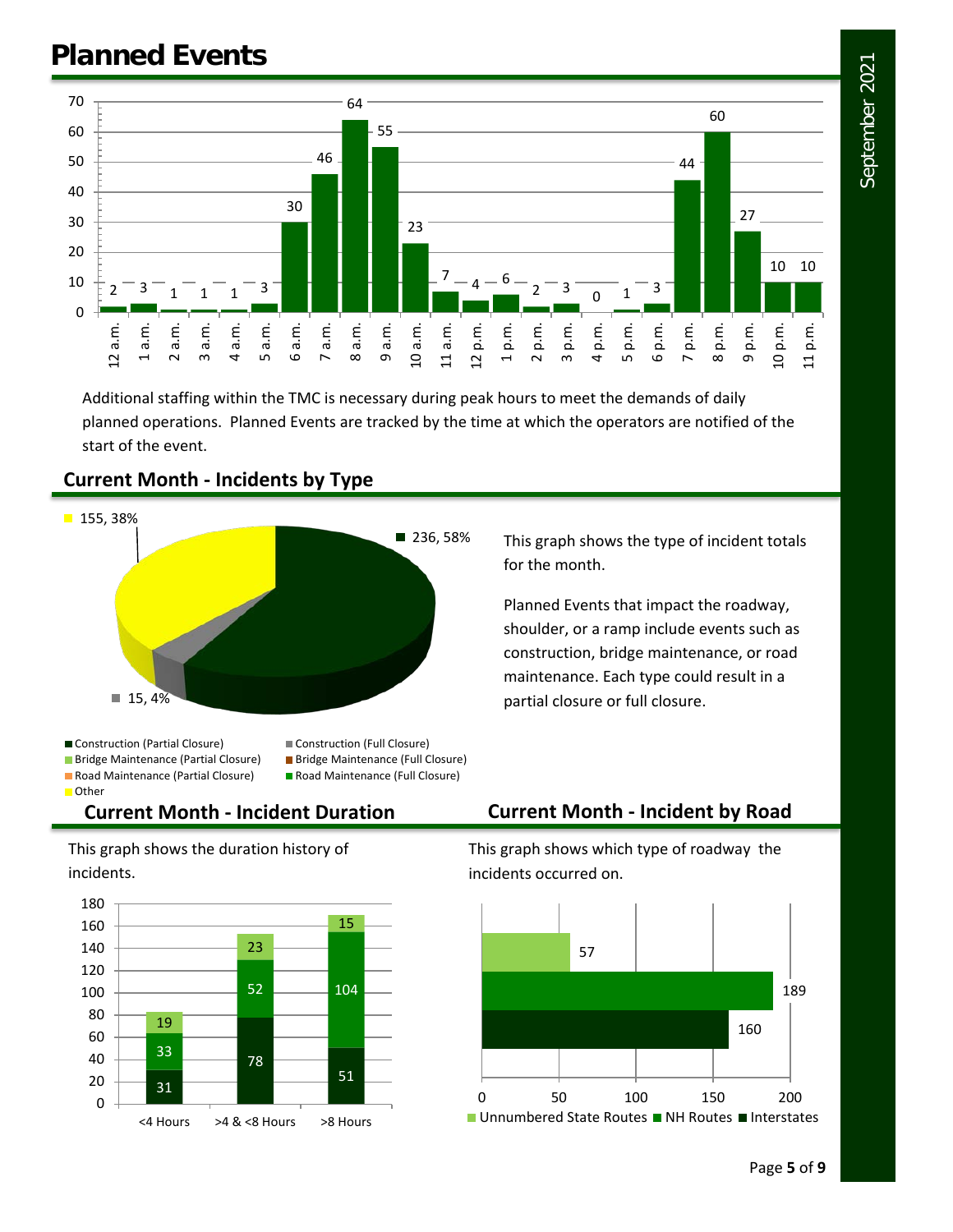# Planned Events

70
60
50
40
30
20
10
0

2 3 1 1 1 3 30 46 64 55 23 7 4 6 2 3 0 1 3 44 60 27 10 10

12 a.m. 1 a.m. 2 a.m. 3 a.m. 4 a.m. 5 a.m. 6 a.m. 7 a.m. 8 a.m. 9 a.m. 10 a.m. 11 a.m. 12 p.m. 1 p.m. 2 p.m. 3 p.m. 4 p.m. 5 p.m. 6 p.m. 7 p.m. 8 p.m. 9 p.m. 10 p.m. 11 p.m.

Additional staffing within the TMC is necessary during peak hours to meet the demands of daily planned operations. Planned Events are tracked by the time at which the operators are notified of the start of the event.

## Current Month - Incidents by Type

155, 38%
236, 58%
15, 4%

Construction (Partial Closure)
Construction (Full Closure)
Bridge Maintenance (Partial Closure)
Bridge Maintenance (Full Closure)
Road Maintenance (Partial Closure)
Road Maintenance (Full Closure)
Other

This graph shows the type of incident totals for the month.

Planned Events that impact the roadway, shoulder, or a ramp include events such as construction, bridge maintenance, or road maintenance. Each type could result in a partial closure or full closure.

## Current Month - Incident Duration

This graph shows the duration history of incidents.

180
160
140
120
100
80
60
40
20
0

<4 Hours: 31, 33, 19
>4 & <8 Hours: 78, 52, 23
>8 Hours: 51, 104, 15

## Current Month - Incident by Road

This graph shows which type of roadway the incidents occurred on.

57
189
160

0 50 100 150 200

Unnumbered State Routes
NH Routes
Interstates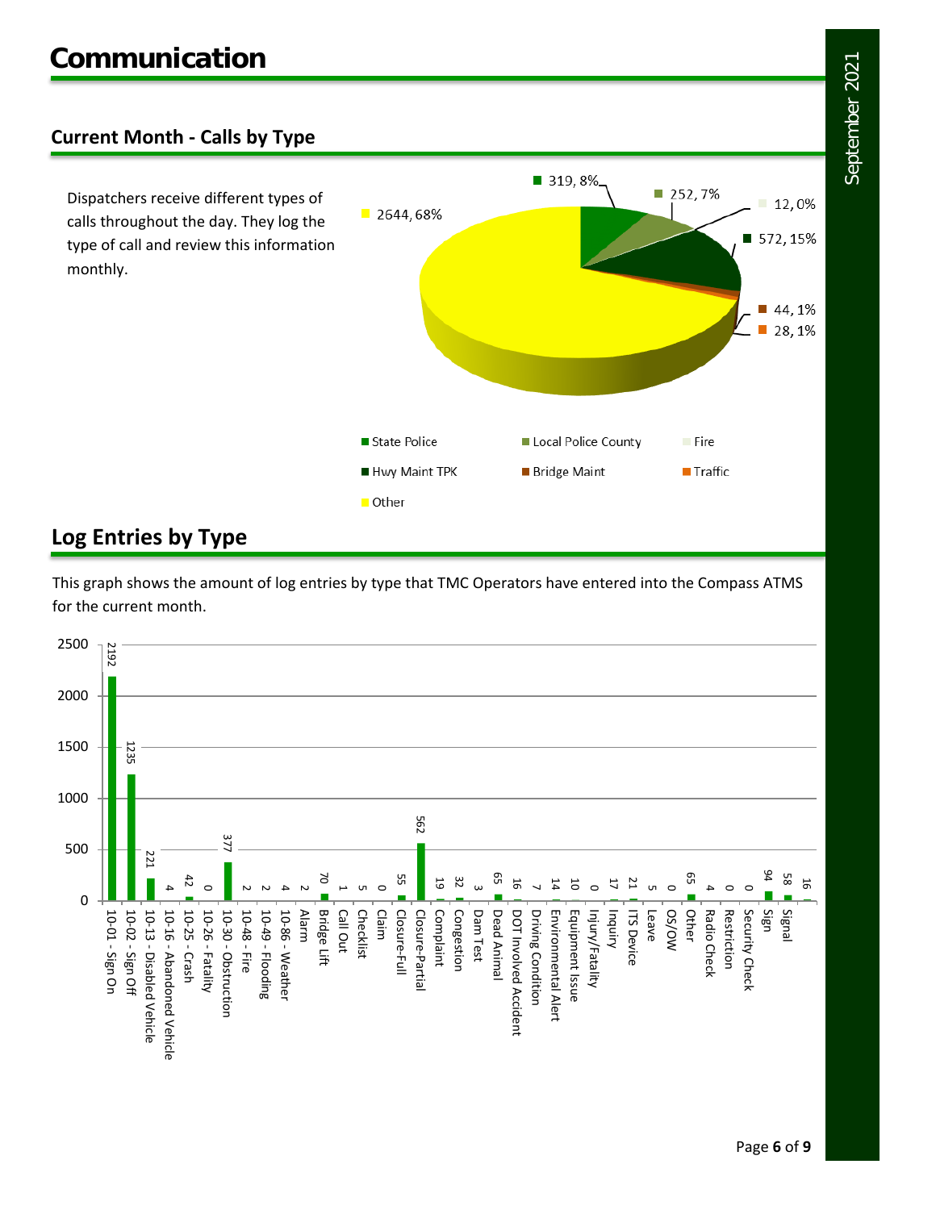# Communication

## Current Month - Calls by Type

Dispatchers receive different types of calls throughout the day. They log the type of call and review this information monthly.

319, 8%
252, 7%
12, 0%
572, 15%
44, 1%
28, 1%
2644, 68%

State Police
Local Police County
Fire
Hwy Maint TPK
Bridge Maint
Traffic
Other

## Log Entries by Type

This graph shows the amount of log entries by type that TMC Operators have entered into the Compass ATMS for the current month.

2500
2000
1500
1000
500
0

10-01 - Sign On: 2192
10-02 - Sign Off: 1235
10-13 - Disabled Vehicle: 221
10-16 - Abandoned Vehicle: 4
10-25 - Crash: 42
10-26 - Fatality: 0
10-30 - Obstruction: 377
10-48 - Fire: 2
10-49 - Flooding: 2
10-86 - Weather: 4
Alarm: 2
Bridge Lift: 70
Call Out: 1
Checklist: 5
Claim: 0
Closure-Full: 55
Closure-Partial: 562
Complaint: 19
Congestion: 32
Dam Test: 3
Dead Animal: 65
DOT Involved Accident: 16
Driving Condition: 7
Environmental Alert: 14
Equipment Issue: 10
Injury/Fatality: 0
Inquiry: 17
ITS Device: 21
Leave: 5
OS/OW: 0
Other: 65
Radio Check: 4
Restriction: 0
Security Check: 0
Sign: 94
Signal: 58
16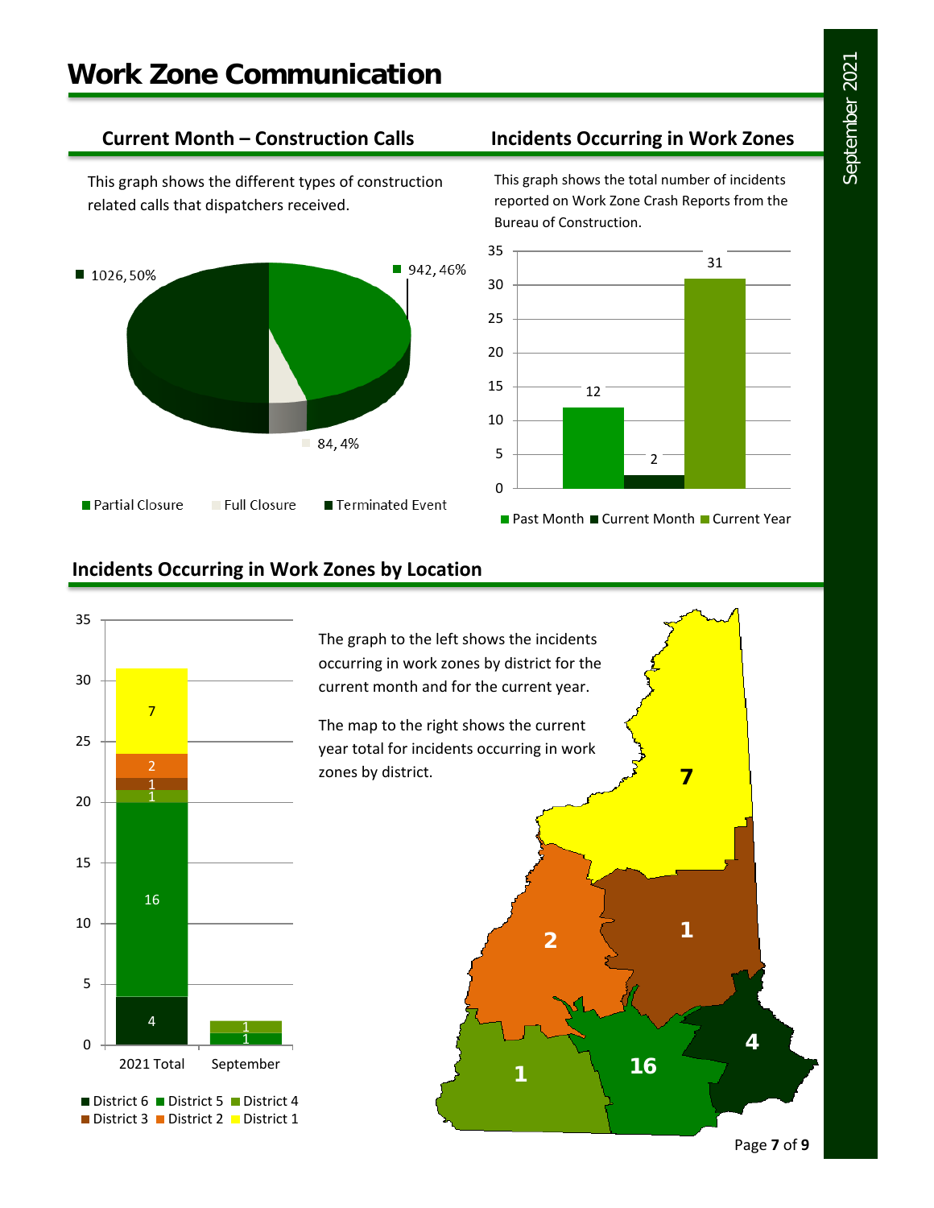# Work Zone Communication

## Current Month – Construction Calls

This graph shows the different types of construction related calls that dispatchers received.

1026, 50%
942, 46%
84, 4%

Partial Closure
Full Closure
Terminated Event

## Incidents Occurring in Work Zones

This graph shows the total number of incidents reported on Work Zone Crash Reports from the Bureau of Construction.

35
30
25
20
15
10
5
0

12
2
31

Past Month
Current Month
Current Year

## Incidents Occurring in Work Zones by Location

35
30
25
20
15
10
5
0

7
2
1
1
16
4

1
1

2021 Total
September

District 6
District 5
District 4
District 3
District 2
District 1

The graph to the left shows the incidents occurring in work zones by district for the current month and for the current year.

The map to the right shows the current year total for incidents occurring in work zones by district.

7
2
1
4
16
1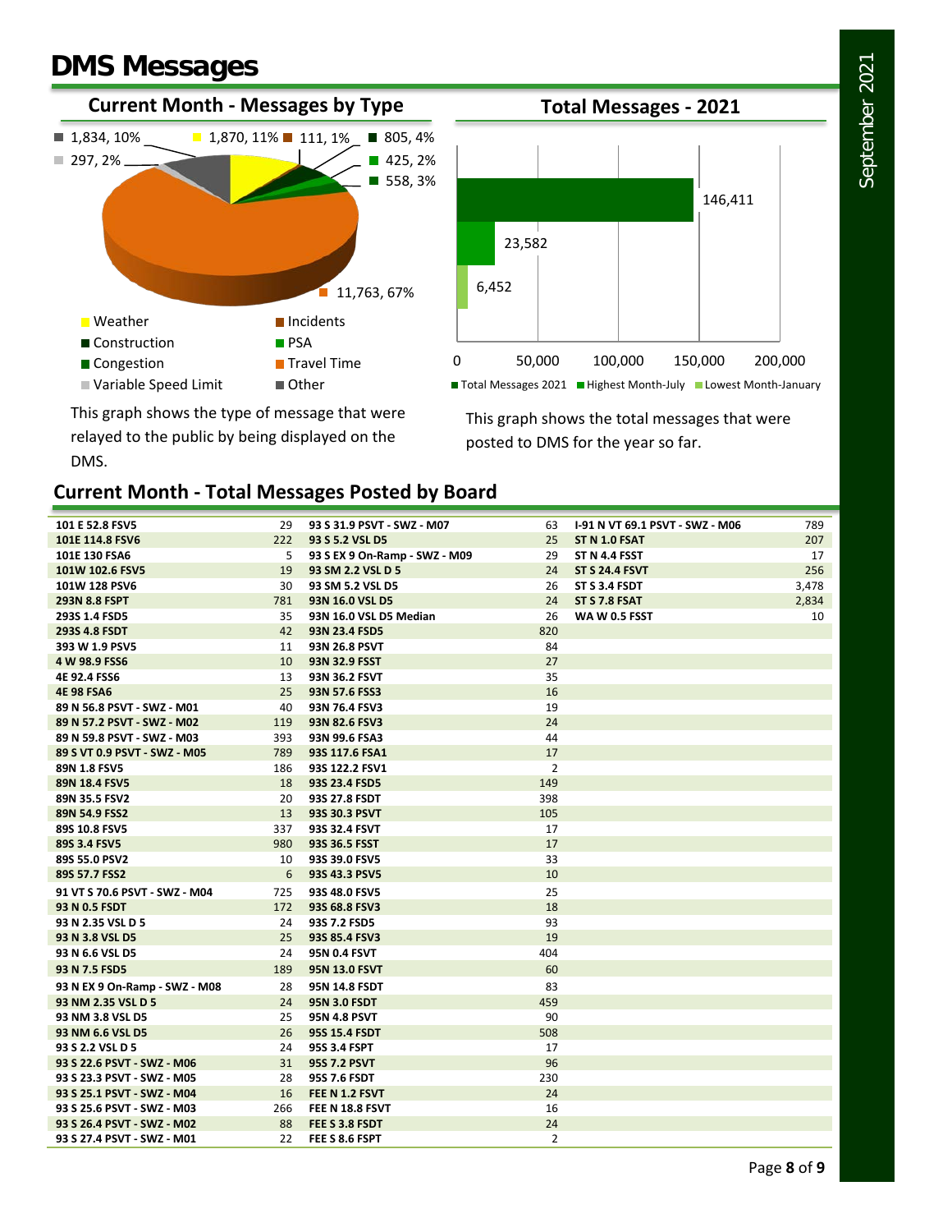# DMS Messages

## Current Month - Messages by Type

1,834, 10%
1,870, 11%
111, 1%
805, 4%
297, 2%
425, 2%
558, 3%
11,763, 67%

Weather
Incidents
Construction
PSA
Congestion
Travel Time
Variable Speed Limit
Other

This graph shows the type of message that were relayed to the public by being displayed on the DMS.

## Total Messages - 2021

146,411
23,582
6,452

0
50,000
100,000
150,000
200,000

Total Messages 2021
Highest Month-July
Lowest Month-January

This graph shows the total messages that were posted to DMS for the year so far.

## Current Month - Total Messages Posted by Board

| | | | | | |
|---|---|---|---|---|---|
| 101 E 52.8 FSV5 | 29 | 93 S 31.9 PSVT - SWZ - M07 | 63 | I-91 N VT 69.1 PSVT - SWZ - M06 | 789 |
| 101E 114.8 FSV6 | 222 | 93 S 5.2 VSL D5 | 25 | ST N 1.0 FSAT | 207 |
| 101E 130 FSA6 | 5 | 93 S EX 9 On-Ramp - SWZ - M09 | 29 | ST N 4.4 FSST | 17 |
| 101W 102.6 FSV5 | 19 | 93 SM 2.2 VSL D 5 | 24 | ST S 24.4 FSVT | 256 |
| 101W 128 PSV6 | 30 | 93 SM 5.2 VSL D5 | 26 | ST S 3.4 FSDT | 3,478 |
| 293N 8.8 FSPT | 781 | 93N 16.0 VSL D5 | 24 | ST S 7.8 FSAT | 2,834 |
| 293S 1.4 FSD5 | 35 | 93N 16.0 VSL D5 Median | 26 | WA W 0.5 FSST | 10 |
| 293S 4.8 FSDT | 42 | 93N 23.4 FSD5 | 820 | | |
| 393 W 1.9 PSV5 | 11 | 93N 26.8 PSVT | 84 | | |
| 4 W 98.9 FSS6 | 10 | 93N 32.9 FSST | 27 | | |
| 4E 92.4 FSS6 | 13 | 93N 36.2 FSVT | 35 | | |
| 4E 98 FSA6 | 25 | 93N 57.6 FSS3 | 16 | | |
| 89 N 56.8 PSVT - SWZ - M01 | 40 | 93N 76.4 FSV3 | 19 | | |
| 89 N 57.2 PSVT - SWZ - M02 | 119 | 93N 82.6 FSV3 | 24 | | |
| 89 N 59.8 PSVT - SWZ - M03 | 393 | 93N 99.6 FSA3 | 44 | | |
| 89 S VT 0.9 PSVT - SWZ - M05 | 789 | 93S 117.6 FSA1 | 17 | | |
| 89N 1.8 FSV5 | 186 | 93S 122.2 FSV1 | 2 | | |
| 89N 18.4 FSV5 | 18 | 93S 23.4 FSD5 | 149 | | |
| 89N 35.5 FSV2 | 20 | 93S 27.8 FSDT | 398 | | |
| 89N 54.9 FSS2 | 13 | 93S 30.3 PSVT | 105 | | |
| 89S 10.8 FSV5 | 337 | 93S 32.4 FSVT | 17 | | |
| 89S 3.4 FSV5 | 980 | 93S 36.5 FSST | 17 | | |
| 89S 55.0 PSV2 | 10 | 93S 39.0 FSV5 | 33 | | |
| 89S 57.7 FSS2 | 6 | 93S 43.3 PSV5 | 10 | | |
| 91 VT S 70.6 PSVT - SWZ - M04 | 725 | 93S 48.0 FSV5 | 25 | | |
| 93 N 0.5 FSDT | 172 | 93S 68.8 FSV3 | 18 | | |
| 93 N 2.35 VSL D 5 | 24 | 93S 7.2 FSD5 | 93 | | |
| 93 N 3.8 VSL D5 | 25 | 93S 85.4 FSV3 | 19 | | |
| 93 N 6.6 VSL D5 | 24 | 95N 0.4 FSVT | 404 | | |
| 93 N 7.5 FSD5 | 189 | 95N 13.0 FSVT | 60 | | |
| 93 N EX 9 On-Ramp - SWZ - M08 | 28 | 95N 14.8 FSDT | 83 | | |
| 93 NM 2.35 VSL D 5 | 24 | 95N 3.0 FSDT | 459 | | |
| 93 NM 3.8 VSL D5 | 25 | 95N 4.8 PSVT | 90 | | |
| 93 NM 6.6 VSL D5 | 26 | 95S 15.4 FSDT | 508 | | |
| 93 S 2.2 VSL D 5 | 24 | 95S 3.4 FSPT | 17 | | |
| 93 S 22.6 PSVT - SWZ - M06 | 31 | 95S 7.2 PSVT | 96 | | |
| 93 S 23.3 PSVT - SWZ - M05 | 28 | 95S 7.6 FSDT | 230 | | |
| 93 S 25.1 PSVT - SWZ - M04 | 16 | FEE N 1.2 FSVT | 24 | | |
| 93 S 25.6 PSVT - SWZ - M03 | 266 | FEE N 18.8 FSVT | 16 | | |
| 93 S 26.4 PSVT - SWZ - M02 | 88 | FEE S 3.8 FSDT | 24 | | |
| 93 S 27.4 PSVT - SWZ - M01 | 22 | FEE S 8.6 FSPT | 2 | | |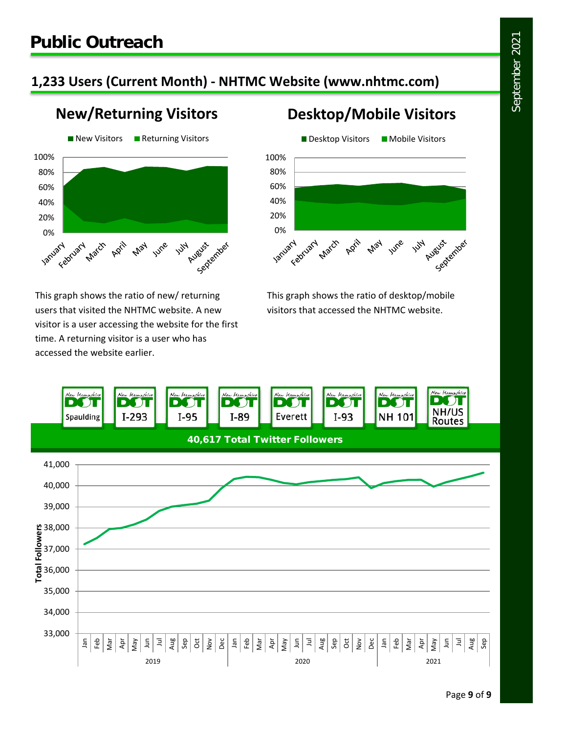# Public Outreach

## 1,233 Users (Current Month) - NHTMC Website (www.nhtmc.com)

### New/Returning Visitors

New Visitors  Returning Visitors

100%
80%
60%
40%
20%
0%

January February March April May June July August September

This graph shows the ratio of new/ returning users that visited the NHTMC website. A new visitor is a user accessing the website for the first time. A returning visitor is a user who has accessed the website earlier.

### Desktop/Mobile Visitors

Desktop Visitors  Mobile Visitors

100%
80%
60%
40%
20%
0%

January February March April May June July August September

This graph shows the ratio of desktop/mobile visitors that accessed the NHTMC website.

New Hampshire DOT Spaulding | New Hampshire DOT I-293 | New Hampshire DOT I-95 | New Hampshire DOT I-89 | New Hampshire DOT Everett | New Hampshire DOT I-93 | New Hampshire DOT NH 101 | New Hampshire DOT NH/US Routes

**40,617 Total Twitter Followers**

Total Followers

41,000
40,000
39,000
38,000
37,000
36,000
35,000
34,000
33,000

Jan Feb Mar Apr May Jun Jul Aug Sep Oct Nov Dec
2019

Jan Feb Mar Apr May Jun Jul Aug Sep Oct Nov Dec
2020

Jan Feb Mar Apr May Jun Jul Aug Sep
2021